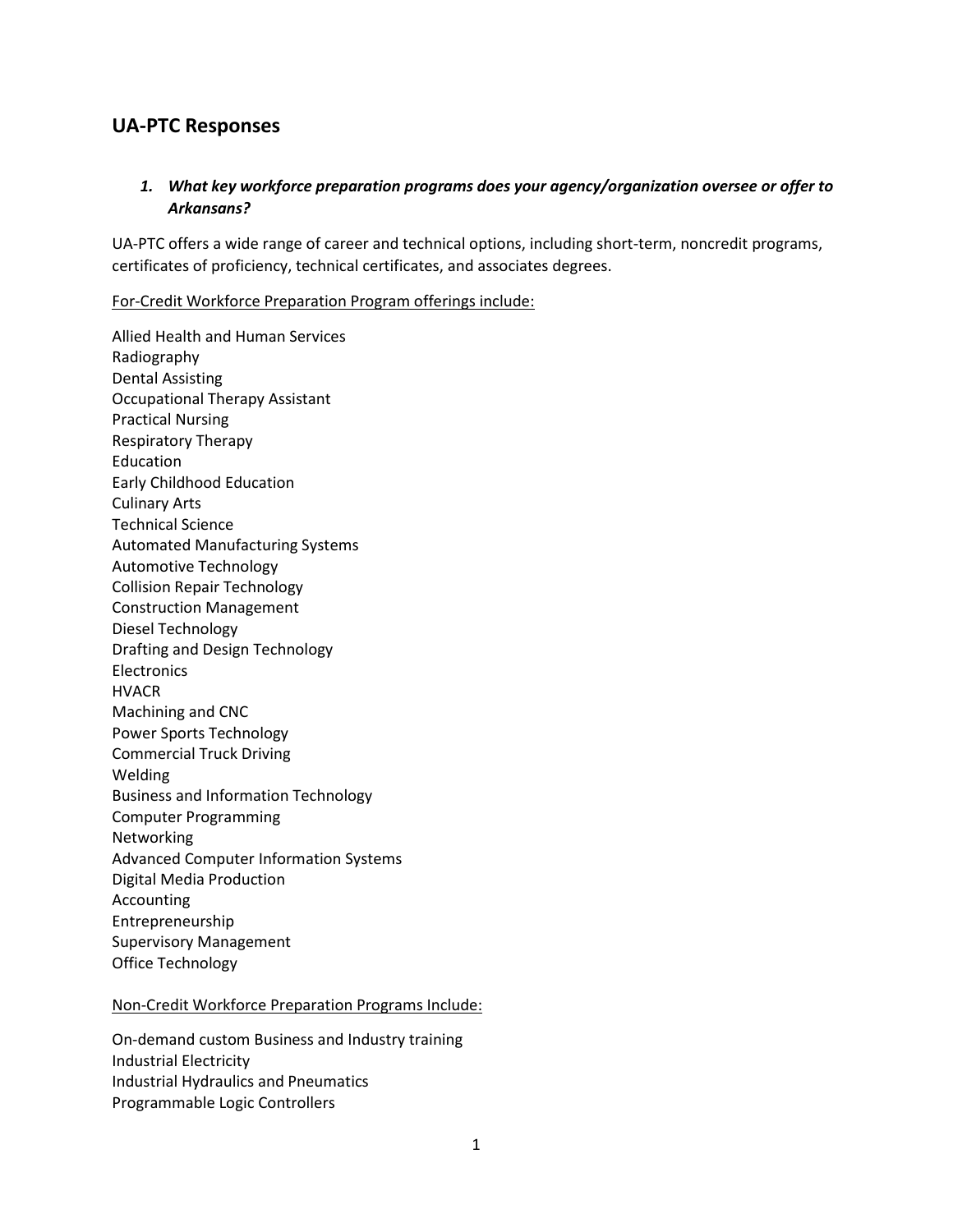## UA-PTC Responses

1. ***What key workforce preparation programs does your agency/organization oversee or offer to Arkansans?***

UA-PTC offers a wide range of career and technical options, including short-term, noncredit programs, certificates of proficiency, technical certificates, and associates degrees.

<u>For-Credit Workforce Preparation Program offerings include:</u>

Allied Health and Human Services
Radiography
Dental Assisting
Occupational Therapy Assistant
Practical Nursing
Respiratory Therapy
Education
Early Childhood Education
Culinary Arts
Technical Science
Automated Manufacturing Systems
Automotive Technology
Collision Repair Technology
Construction Management
Diesel Technology
Drafting and Design Technology
Electronics
HVACR
Machining and CNC
Power Sports Technology
Commercial Truck Driving
Welding
Business and Information Technology
Computer Programming
Networking
Advanced Computer Information Systems
Digital Media Production
Accounting
Entrepreneurship
Supervisory Management
Office Technology

<u>Non-Credit Workforce Preparation Programs Include:</u>

On-demand custom Business and Industry training
Industrial Electricity
Industrial Hydraulics and Pneumatics
Programmable Logic Controllers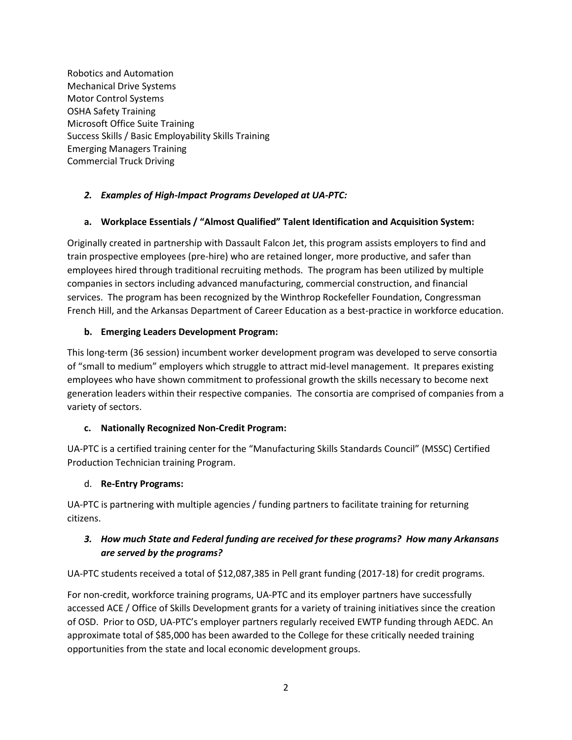Robotics and Automation
Mechanical Drive Systems
Motor Control Systems
OSHA Safety Training
Microsoft Office Suite Training
Success Skills / Basic Employability Skills Training
Emerging Managers Training
Commercial Truck Driving

### *2. Examples of High-Impact Programs Developed at UA-PTC:*

**a. Workplace Essentials / "Almost Qualified" Talent Identification and Acquisition System:**

Originally created in partnership with Dassault Falcon Jet, this program assists employers to find and train prospective employees (pre-hire) who are retained longer, more productive, and safer than employees hired through traditional recruiting methods. The program has been utilized by multiple companies in sectors including advanced manufacturing, commercial construction, and financial services. The program has been recognized by the Winthrop Rockefeller Foundation, Congressman French Hill, and the Arkansas Department of Career Education as a best-practice in workforce education.

**b. Emerging Leaders Development Program:**

This long-term (36 session) incumbent worker development program was developed to serve consortia of "small to medium" employers which struggle to attract mid-level management. It prepares existing employees who have shown commitment to professional growth the skills necessary to become next generation leaders within their respective companies. The consortia are comprised of companies from a variety of sectors.

**c. Nationally Recognized Non-Credit Program:**

UA-PTC is a certified training center for the "Manufacturing Skills Standards Council" (MSSC) Certified Production Technician training Program.

d. **Re-Entry Programs:**

UA-PTC is partnering with multiple agencies / funding partners to facilitate training for returning citizens.

### *3. How much State and Federal funding are received for these programs? How many Arkansans are served by the programs?*

UA-PTC students received a total of $12,087,385 in Pell grant funding (2017-18) for credit programs.

For non-credit, workforce training programs, UA-PTC and its employer partners have successfully accessed ACE / Office of Skills Development grants for a variety of training initiatives since the creation of OSD. Prior to OSD, UA-PTC's employer partners regularly received EWTP funding through AEDC. An approximate total of $85,000 has been awarded to the College for these critically needed training opportunities from the state and local economic development groups.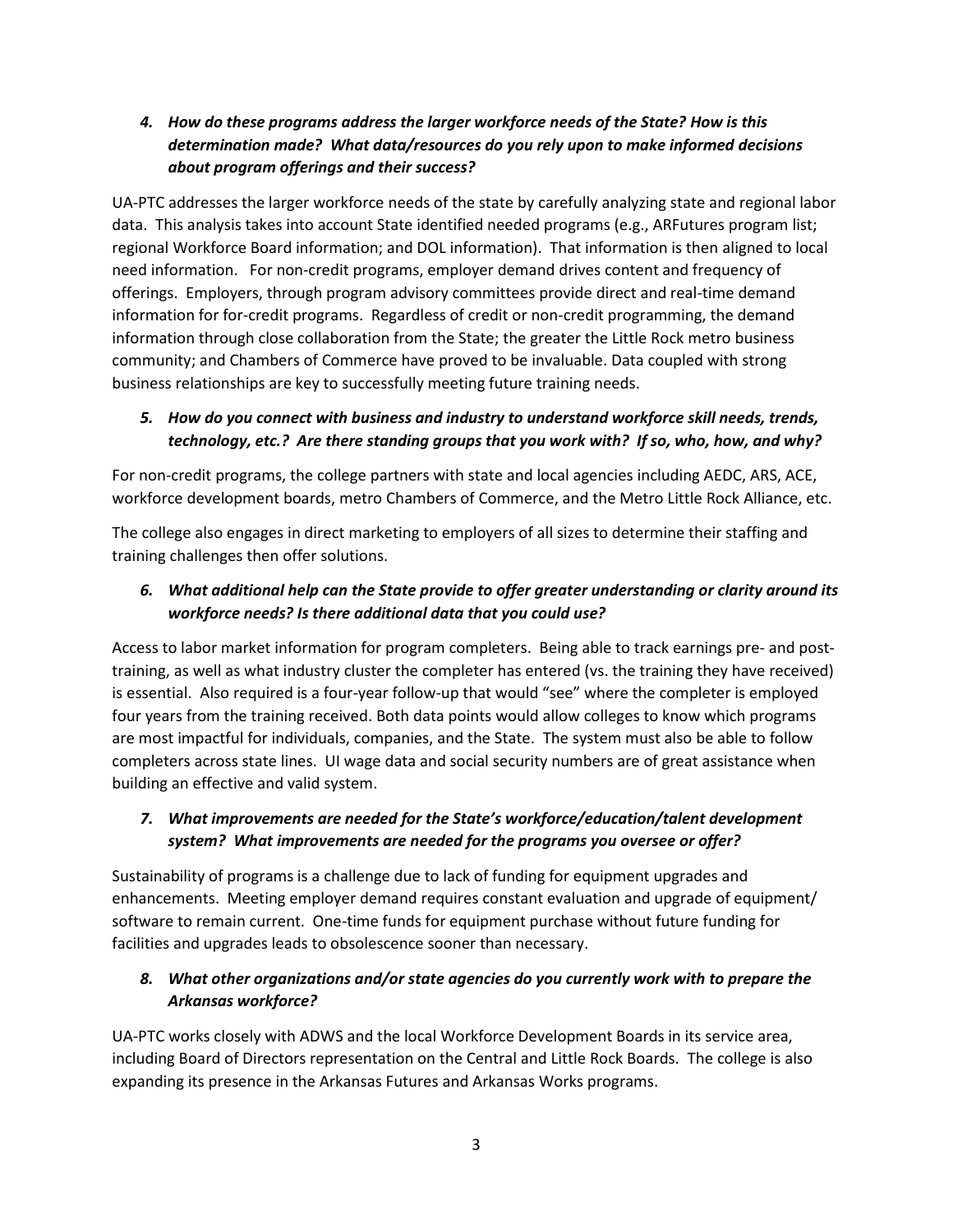4. ***How do these programs address the larger workforce needs of the State? How is this determination made? What data/resources do you rely upon to make informed decisions about program offerings and their success?***

UA-PTC addresses the larger workforce needs of the state by carefully analyzing state and regional labor data. This analysis takes into account State identified needed programs (e.g., ARFutures program list; regional Workforce Board information; and DOL information). That information is then aligned to local need information. For non-credit programs, employer demand drives content and frequency of offerings. Employers, through program advisory committees provide direct and real-time demand information for for-credit programs. Regardless of credit or non-credit programming, the demand information through close collaboration from the State; the greater the Little Rock metro business community; and Chambers of Commerce have proved to be invaluable. Data coupled with strong business relationships are key to successfully meeting future training needs.

5. ***How do you connect with business and industry to understand workforce skill needs, trends, technology, etc.? Are there standing groups that you work with? If so, who, how, and why?***

For non-credit programs, the college partners with state and local agencies including AEDC, ARS, ACE, workforce development boards, metro Chambers of Commerce, and the Metro Little Rock Alliance, etc.

The college also engages in direct marketing to employers of all sizes to determine their staffing and training challenges then offer solutions.

6. ***What additional help can the State provide to offer greater understanding or clarity around its workforce needs? Is there additional data that you could use?***

Access to labor market information for program completers. Being able to track earnings pre- and post-training, as well as what industry cluster the completer has entered (vs. the training they have received) is essential. Also required is a four-year follow-up that would "see" where the completer is employed four years from the training received. Both data points would allow colleges to know which programs are most impactful for individuals, companies, and the State. The system must also be able to follow completers across state lines. UI wage data and social security numbers are of great assistance when building an effective and valid system.

7. ***What improvements are needed for the State's workforce/education/talent development system? What improvements are needed for the programs you oversee or offer?***

Sustainability of programs is a challenge due to lack of funding for equipment upgrades and enhancements. Meeting employer demand requires constant evaluation and upgrade of equipment/ software to remain current. One-time funds for equipment purchase without future funding for facilities and upgrades leads to obsolescence sooner than necessary.

8. ***What other organizations and/or state agencies do you currently work with to prepare the Arkansas workforce?***

UA-PTC works closely with ADWS and the local Workforce Development Boards in its service area, including Board of Directors representation on the Central and Little Rock Boards. The college is also expanding its presence in the Arkansas Futures and Arkansas Works programs.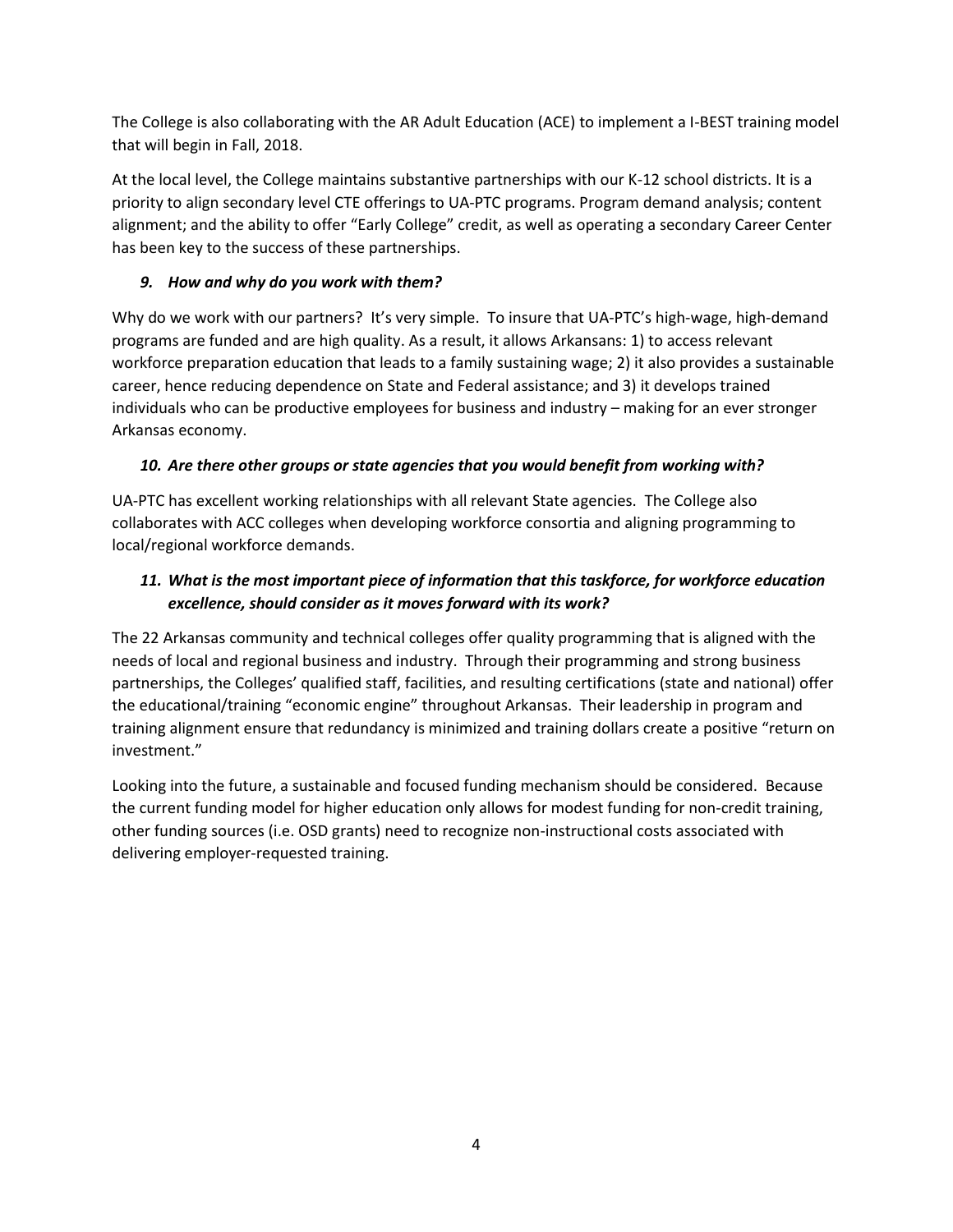The College is also collaborating with the AR Adult Education (ACE) to implement a I-BEST training model that will begin in Fall, 2018.

At the local level, the College maintains substantive partnerships with our K-12 school districts. It is a priority to align secondary level CTE offerings to UA-PTC programs. Program demand analysis; content alignment; and the ability to offer "Early College" credit, as well as operating a secondary Career Center has been key to the success of these partnerships.

### *9. How and why do you work with them?*

Why do we work with our partners? It's very simple. To insure that UA-PTC's high-wage, high-demand programs are funded and are high quality. As a result, it allows Arkansans: 1) to access relevant workforce preparation education that leads to a family sustaining wage; 2) it also provides a sustainable career, hence reducing dependence on State and Federal assistance; and 3) it develops trained individuals who can be productive employees for business and industry – making for an ever stronger Arkansas economy.

### *10. Are there other groups or state agencies that you would benefit from working with?*

UA-PTC has excellent working relationships with all relevant State agencies. The College also collaborates with ACC colleges when developing workforce consortia and aligning programming to local/regional workforce demands.

### *11. What is the most important piece of information that this taskforce, for workforce education excellence, should consider as it moves forward with its work?*

The 22 Arkansas community and technical colleges offer quality programming that is aligned with the needs of local and regional business and industry. Through their programming and strong business partnerships, the Colleges' qualified staff, facilities, and resulting certifications (state and national) offer the educational/training "economic engine" throughout Arkansas. Their leadership in program and training alignment ensure that redundancy is minimized and training dollars create a positive "return on investment."

Looking into the future, a sustainable and focused funding mechanism should be considered. Because the current funding model for higher education only allows for modest funding for non-credit training, other funding sources (i.e. OSD grants) need to recognize non-instructional costs associated with delivering employer-requested training.